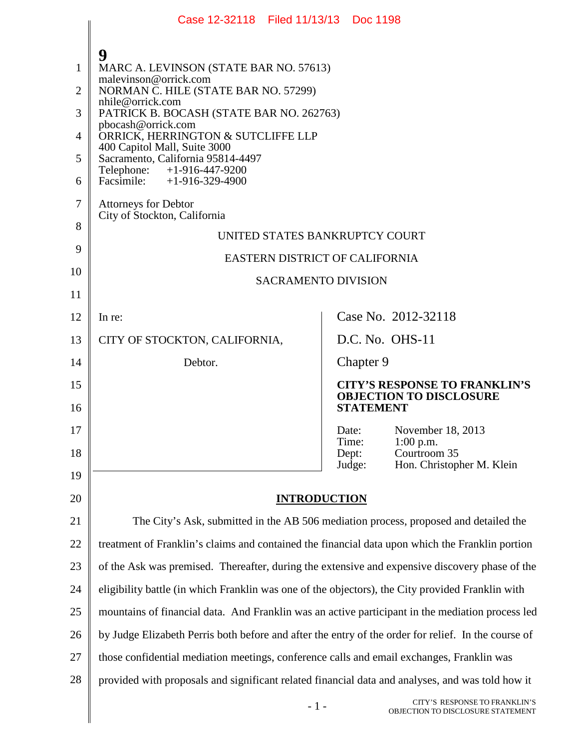MARC A. LEVINSON (STATE BAR NO. 57613)
malevinson@orrick.com
NORMAN C. HILE (STATE BAR NO. 57299)
nhile@orrick.com
PATRICK B. BOCASH (STATE BAR NO. 262763)
pbocash@orrick.com
ORRICK, HERRINGTON & SUTCLIFFE LLP
400 Capitol Mall, Suite 3000
Sacramento, California 95814-4497
Telephone: +1-916-447-9200
Facsimile: +1-916-329-4900

Attorneys for Debtor
City of Stockton, California

UNITED STATES BANKRUPTCY COURT

EASTERN DISTRICT OF CALIFORNIA

SACRAMENTO DIVISION

| | |
|---|---|
| In re:<br><br>CITY OF STOCKTON, CALIFORNIA,<br><br>Debtor. | Case No. 2012-32118<br><br>D.C. No. OHS-11<br><br>Chapter 9<br><br>**CITY'S RESPONSE TO FRANKLIN'S OBJECTION TO DISCLOSURE STATEMENT**<br><br>Date: November 18, 2013<br>Time: 1:00 p.m.<br>Dept: Courtroom 35<br>Judge: Hon. Christopher M. Klein |

## INTRODUCTION

The City's Ask, submitted in the AB 506 mediation process, proposed and detailed the treatment of Franklin's claims and contained the financial data upon which the Franklin portion of the Ask was premised. Thereafter, during the extensive and expensive discovery phase of the eligibility battle (in which Franklin was one of the objectors), the City provided Franklin with mountains of financial data. And Franklin was an active participant in the mediation process led by Judge Elizabeth Perris both before and after the entry of the order for relief. In the course of those confidential mediation meetings, conference calls and email exchanges, Franklin was provided with proposals and significant related financial data and analyses, and was told how it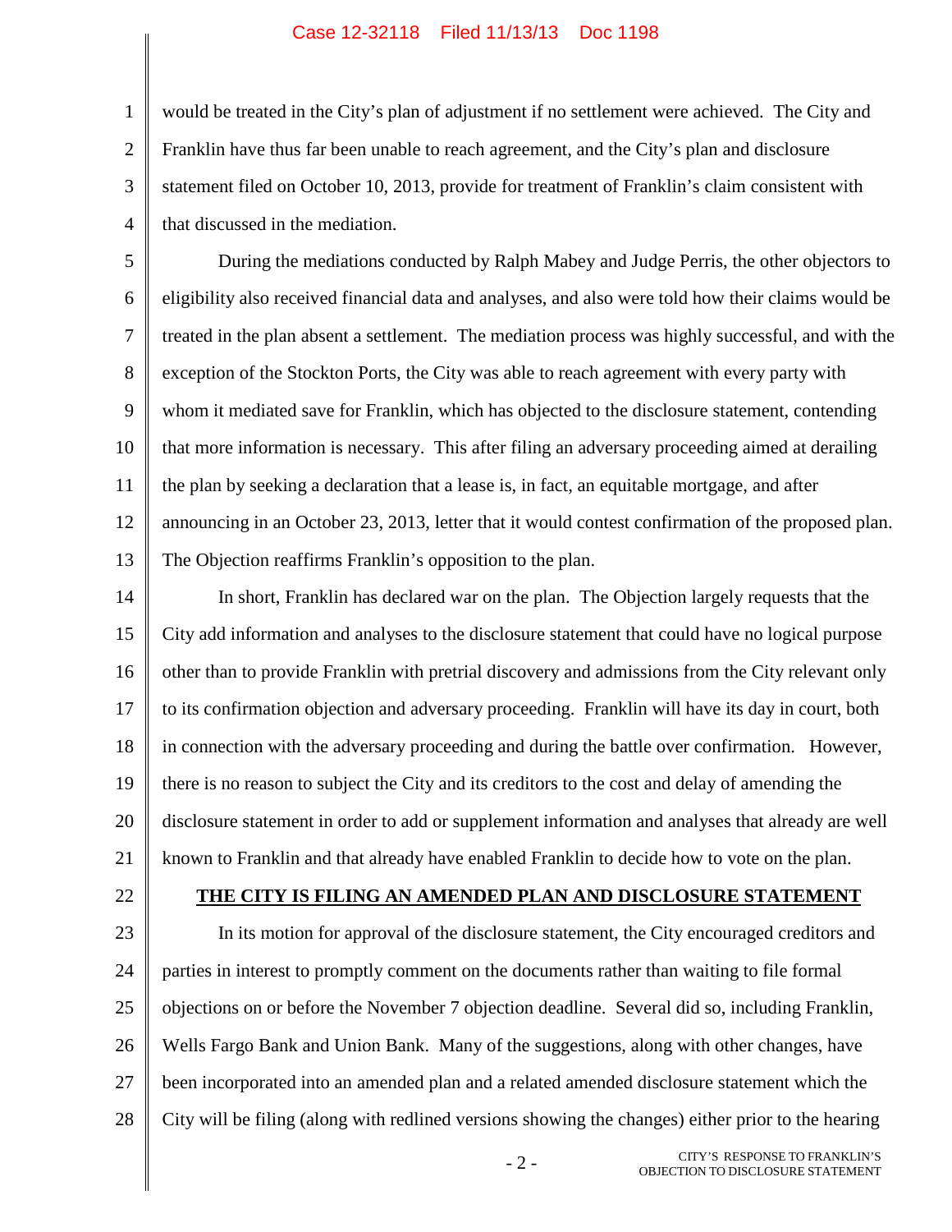would be treated in the City's plan of adjustment if no settlement were achieved. The City and Franklin have thus far been unable to reach agreement, and the City's plan and disclosure statement filed on October 10, 2013, provide for treatment of Franklin's claim consistent with that discussed in the mediation.

During the mediations conducted by Ralph Mabey and Judge Perris, the other objectors to eligibility also received financial data and analyses, and also were told how their claims would be treated in the plan absent a settlement. The mediation process was highly successful, and with the exception of the Stockton Ports, the City was able to reach agreement with every party with whom it mediated save for Franklin, which has objected to the disclosure statement, contending that more information is necessary. This after filing an adversary proceeding aimed at derailing the plan by seeking a declaration that a lease is, in fact, an equitable mortgage, and after announcing in an October 23, 2013, letter that it would contest confirmation of the proposed plan. The Objection reaffirms Franklin's opposition to the plan.

In short, Franklin has declared war on the plan. The Objection largely requests that the City add information and analyses to the disclosure statement that could have no logical purpose other than to provide Franklin with pretrial discovery and admissions from the City relevant only to its confirmation objection and adversary proceeding. Franklin will have its day in court, both in connection with the adversary proceeding and during the battle over confirmation. However, there is no reason to subject the City and its creditors to the cost and delay of amending the disclosure statement in order to add or supplement information and analyses that already are well known to Franklin and that already have enabled Franklin to decide how to vote on the plan.

## THE CITY IS FILING AN AMENDED PLAN AND DISCLOSURE STATEMENT

In its motion for approval of the disclosure statement, the City encouraged creditors and parties in interest to promptly comment on the documents rather than waiting to file formal objections on or before the November 7 objection deadline. Several did so, including Franklin, Wells Fargo Bank and Union Bank. Many of the suggestions, along with other changes, have been incorporated into an amended plan and a related amended disclosure statement which the City will be filing (along with redlined versions showing the changes) either prior to the hearing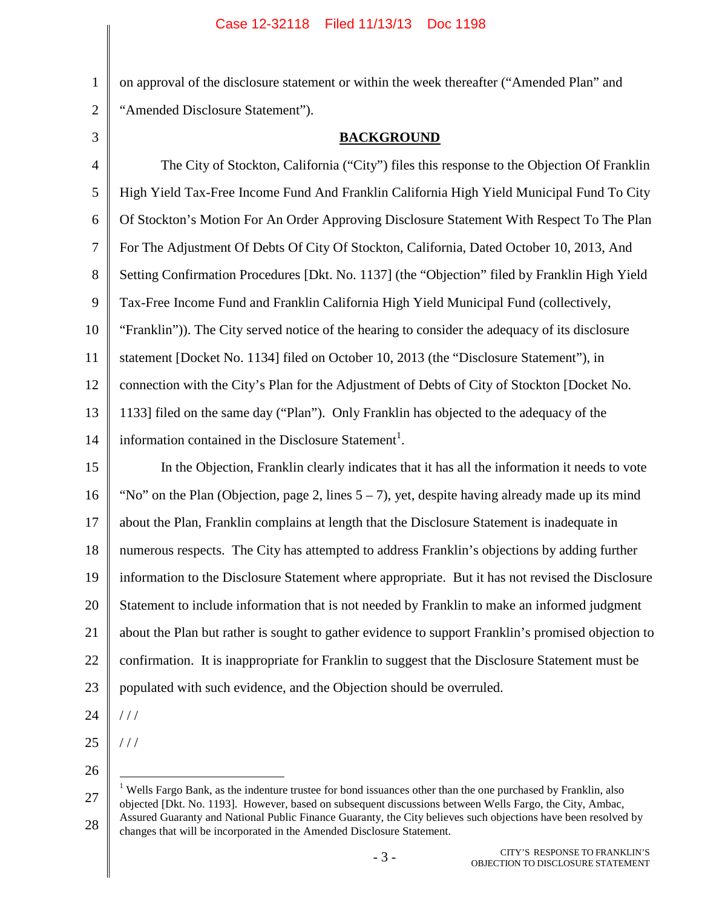on approval of the disclosure statement or within the week thereafter ("Amended Plan" and "Amended Disclosure Statement").

## BACKGROUND

The City of Stockton, California ("City") files this response to the Objection Of Franklin High Yield Tax-Free Income Fund And Franklin California High Yield Municipal Fund To City Of Stockton's Motion For An Order Approving Disclosure Statement With Respect To The Plan For The Adjustment Of Debts Of City Of Stockton, California, Dated October 10, 2013, And Setting Confirmation Procedures [Dkt. No. 1137] (the "Objection" filed by Franklin High Yield Tax-Free Income Fund and Franklin California High Yield Municipal Fund (collectively, "Franklin")). The City served notice of the hearing to consider the adequacy of its disclosure statement [Docket No. 1134] filed on October 10, 2013 (the "Disclosure Statement"), in connection with the City's Plan for the Adjustment of Debts of City of Stockton [Docket No. 1133] filed on the same day ("Plan"). Only Franklin has objected to the adequacy of the information contained in the Disclosure Statement[1].

In the Objection, Franklin clearly indicates that it has all the information it needs to vote "No" on the Plan (Objection, page 2, lines 5 – 7), yet, despite having already made up its mind about the Plan, Franklin complains at length that the Disclosure Statement is inadequate in numerous respects. The City has attempted to address Franklin's objections by adding further information to the Disclosure Statement where appropriate. But it has not revised the Disclosure Statement to include information that is not needed by Franklin to make an informed judgment about the Plan but rather is sought to gather evidence to support Franklin's promised objection to confirmation. It is inappropriate for Franklin to suggest that the Disclosure Statement must be populated with such evidence, and the Objection should be overruled.

/ / /

/ / /

[1] Wells Fargo Bank, as the indenture trustee for bond issuances other than the one purchased by Franklin, also objected [Dkt. No. 1193]. However, based on subsequent discussions between Wells Fargo, the City, Ambac, Assured Guaranty and National Public Finance Guaranty, the City believes such objections have been resolved by changes that will be incorporated in the Amended Disclosure Statement.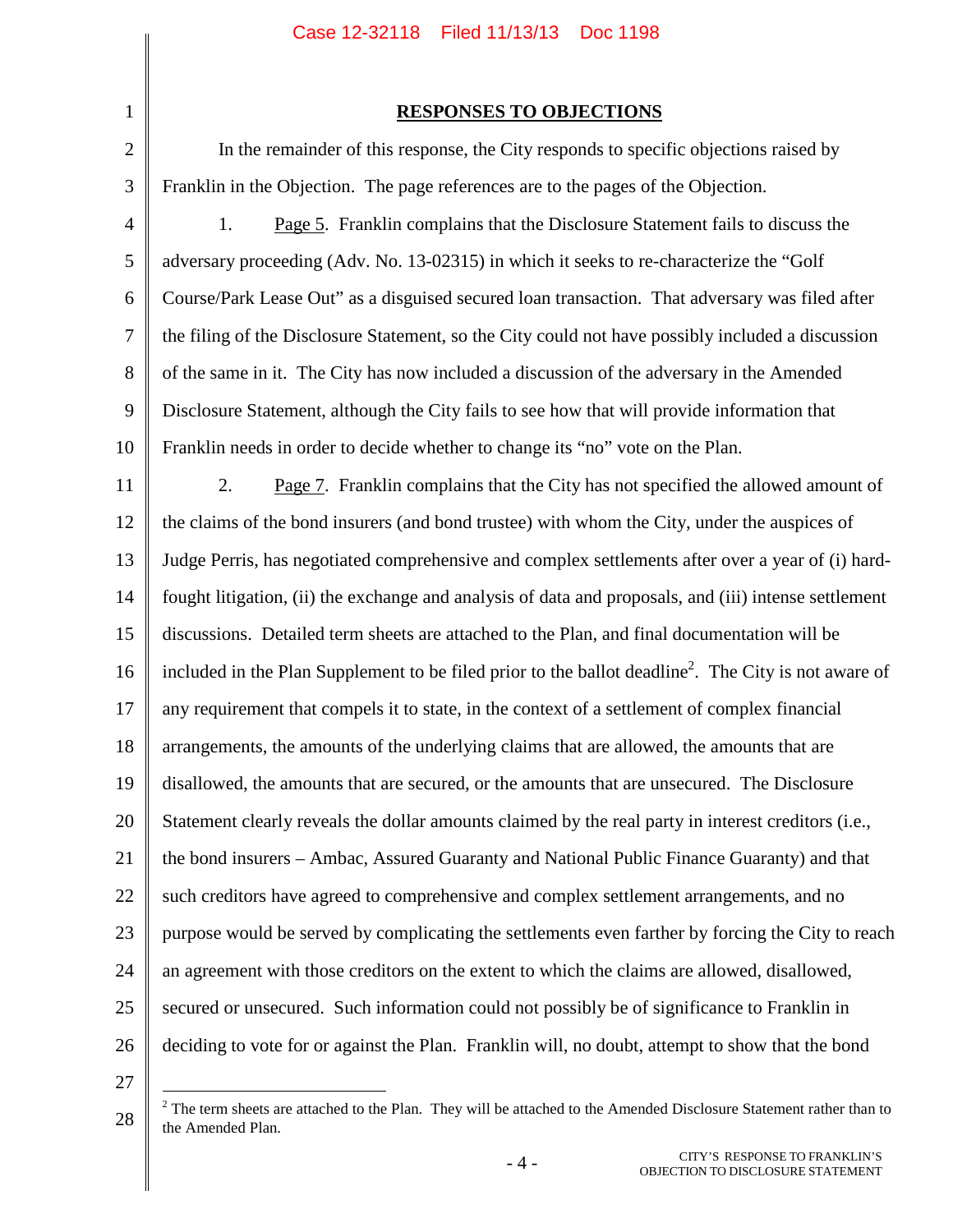## RESPONSES TO OBJECTIONS

In the remainder of this response, the City responds to specific objections raised by Franklin in the Objection. The page references are to the pages of the Objection.

1. Page 5. Franklin complains that the Disclosure Statement fails to discuss the adversary proceeding (Adv. No. 13-02315) in which it seeks to re-characterize the "Golf Course/Park Lease Out" as a disguised secured loan transaction. That adversary was filed after the filing of the Disclosure Statement, so the City could not have possibly included a discussion of the same in it. The City has now included a discussion of the adversary in the Amended Disclosure Statement, although the City fails to see how that will provide information that Franklin needs in order to decide whether to change its "no" vote on the Plan.

2. Page 7. Franklin complains that the City has not specified the allowed amount of the claims of the bond insurers (and bond trustee) with whom the City, under the auspices of Judge Perris, has negotiated comprehensive and complex settlements after over a year of (i) hard-fought litigation, (ii) the exchange and analysis of data and proposals, and (iii) intense settlement discussions. Detailed term sheets are attached to the Plan, and final documentation will be included in the Plan Supplement to be filed prior to the ballot deadline[2]. The City is not aware of any requirement that compels it to state, in the context of a settlement of complex financial arrangements, the amounts of the underlying claims that are allowed, the amounts that are disallowed, the amounts that are secured, or the amounts that are unsecured. The Disclosure Statement clearly reveals the dollar amounts claimed by the real party in interest creditors (i.e., the bond insurers – Ambac, Assured Guaranty and National Public Finance Guaranty) and that such creditors have agreed to comprehensive and complex settlement arrangements, and no purpose would be served by complicating the settlements even farther by forcing the City to reach an agreement with those creditors on the extent to which the claims are allowed, disallowed, secured or unsecured. Such information could not possibly be of significance to Franklin in deciding to vote for or against the Plan. Franklin will, no doubt, attempt to show that the bond

---

[2] The term sheets are attached to the Plan. They will be attached to the Amended Disclosure Statement rather than to the Amended Plan.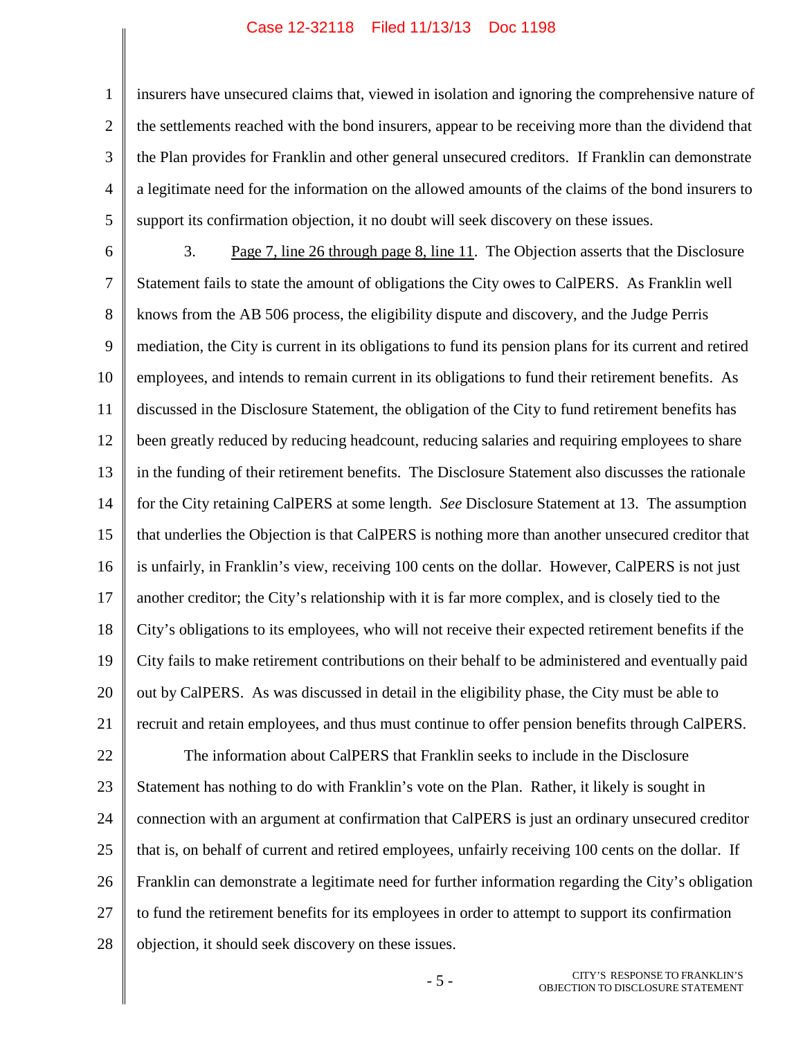insurers have unsecured claims that, viewed in isolation and ignoring the comprehensive nature of the settlements reached with the bond insurers, appear to be receiving more than the dividend that the Plan provides for Franklin and other general unsecured creditors. If Franklin can demonstrate a legitimate need for the information on the allowed amounts of the claims of the bond insurers to support its confirmation objection, it no doubt will seek discovery on these issues.

3. Page 7, line 26 through page 8, line 11. The Objection asserts that the Disclosure Statement fails to state the amount of obligations the City owes to CalPERS. As Franklin well knows from the AB 506 process, the eligibility dispute and discovery, and the Judge Perris mediation, the City is current in its obligations to fund its pension plans for its current and retired employees, and intends to remain current in its obligations to fund their retirement benefits. As discussed in the Disclosure Statement, the obligation of the City to fund retirement benefits has been greatly reduced by reducing headcount, reducing salaries and requiring employees to share in the funding of their retirement benefits. The Disclosure Statement also discusses the rationale for the City retaining CalPERS at some length. *See* Disclosure Statement at 13. The assumption that underlies the Objection is that CalPERS is nothing more than another unsecured creditor that is unfairly, in Franklin's view, receiving 100 cents on the dollar. However, CalPERS is not just another creditor; the City's relationship with it is far more complex, and is closely tied to the City's obligations to its employees, who will not receive their expected retirement benefits if the City fails to make retirement contributions on their behalf to be administered and eventually paid out by CalPERS. As was discussed in detail in the eligibility phase, the City must be able to recruit and retain employees, and thus must continue to offer pension benefits through CalPERS.

The information about CalPERS that Franklin seeks to include in the Disclosure Statement has nothing to do with Franklin's vote on the Plan. Rather, it likely is sought in connection with an argument at confirmation that CalPERS is just an ordinary unsecured creditor that is, on behalf of current and retired employees, unfairly receiving 100 cents on the dollar. If Franklin can demonstrate a legitimate need for further information regarding the City's obligation to fund the retirement benefits for its employees in order to attempt to support its confirmation objection, it should seek discovery on these issues.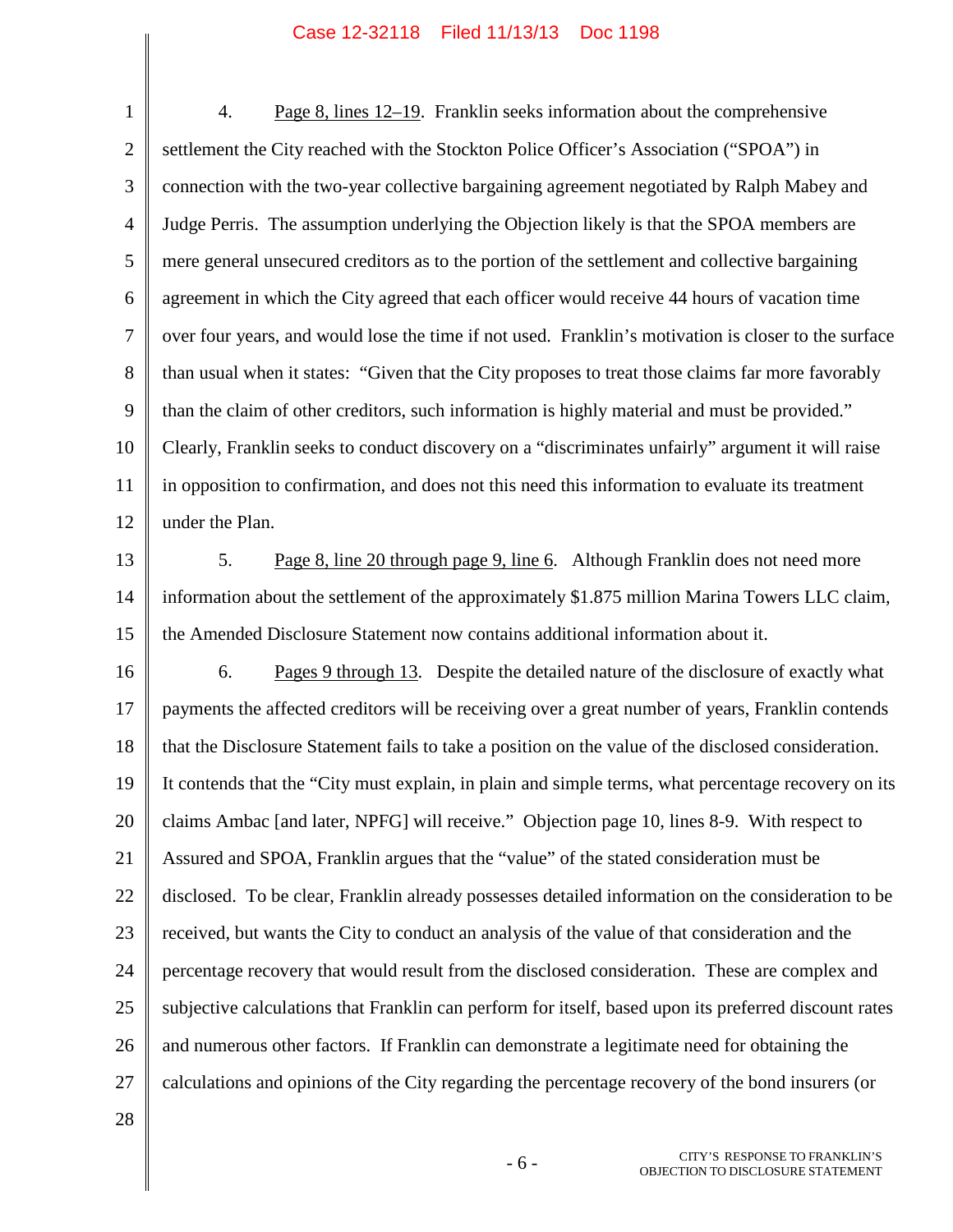4. Page 8, lines 12–19. Franklin seeks information about the comprehensive settlement the City reached with the Stockton Police Officer's Association ("SPOA") in connection with the two-year collective bargaining agreement negotiated by Ralph Mabey and Judge Perris. The assumption underlying the Objection likely is that the SPOA members are mere general unsecured creditors as to the portion of the settlement and collective bargaining agreement in which the City agreed that each officer would receive 44 hours of vacation time over four years, and would lose the time if not used. Franklin's motivation is closer to the surface than usual when it states: "Given that the City proposes to treat those claims far more favorably than the claim of other creditors, such information is highly material and must be provided." Clearly, Franklin seeks to conduct discovery on a "discriminates unfairly" argument it will raise in opposition to confirmation, and does not this need this information to evaluate its treatment under the Plan.

5. Page 8, line 20 through page 9, line 6. Although Franklin does not need more information about the settlement of the approximately $1.875 million Marina Towers LLC claim, the Amended Disclosure Statement now contains additional information about it.

6. Pages 9 through 13. Despite the detailed nature of the disclosure of exactly what payments the affected creditors will be receiving over a great number of years, Franklin contends that the Disclosure Statement fails to take a position on the value of the disclosed consideration. It contends that the "City must explain, in plain and simple terms, what percentage recovery on its claims Ambac [and later, NPFG] will receive." Objection page 10, lines 8-9. With respect to Assured and SPOA, Franklin argues that the "value" of the stated consideration must be disclosed. To be clear, Franklin already possesses detailed information on the consideration to be received, but wants the City to conduct an analysis of the value of that consideration and the percentage recovery that would result from the disclosed consideration. These are complex and subjective calculations that Franklin can perform for itself, based upon its preferred discount rates and numerous other factors. If Franklin can demonstrate a legitimate need for obtaining the calculations and opinions of the City regarding the percentage recovery of the bond insurers (or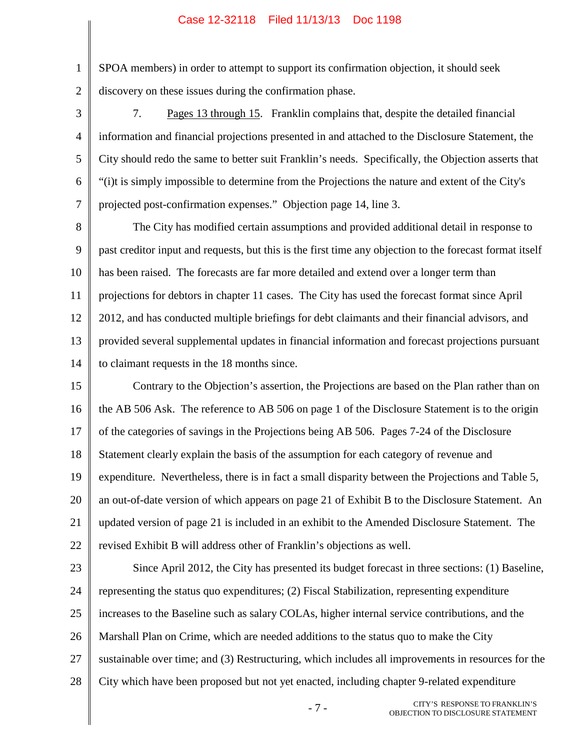SPOA members) in order to attempt to support its confirmation objection, it should seek discovery on these issues during the confirmation phase.

7. Pages 13 through 15. Franklin complains that, despite the detailed financial information and financial projections presented in and attached to the Disclosure Statement, the City should redo the same to better suit Franklin's needs. Specifically, the Objection asserts that "(i)t is simply impossible to determine from the Projections the nature and extent of the City's projected post-confirmation expenses." Objection page 14, line 3.

The City has modified certain assumptions and provided additional detail in response to past creditor input and requests, but this is the first time any objection to the forecast format itself has been raised. The forecasts are far more detailed and extend over a longer term than projections for debtors in chapter 11 cases. The City has used the forecast format since April 2012, and has conducted multiple briefings for debt claimants and their financial advisors, and provided several supplemental updates in financial information and forecast projections pursuant to claimant requests in the 18 months since.

Contrary to the Objection's assertion, the Projections are based on the Plan rather than on the AB 506 Ask. The reference to AB 506 on page 1 of the Disclosure Statement is to the origin of the categories of savings in the Projections being AB 506. Pages 7-24 of the Disclosure Statement clearly explain the basis of the assumption for each category of revenue and expenditure. Nevertheless, there is in fact a small disparity between the Projections and Table 5, an out-of-date version of which appears on page 21 of Exhibit B to the Disclosure Statement. An updated version of page 21 is included in an exhibit to the Amended Disclosure Statement. The revised Exhibit B will address other of Franklin's objections as well.

Since April 2012, the City has presented its budget forecast in three sections: (1) Baseline, representing the status quo expenditures; (2) Fiscal Stabilization, representing expenditure increases to the Baseline such as salary COLAs, higher internal service contributions, and the Marshall Plan on Crime, which are needed additions to the status quo to make the City sustainable over time; and (3) Restructuring, which includes all improvements in resources for the City which have been proposed but not yet enacted, including chapter 9-related expenditure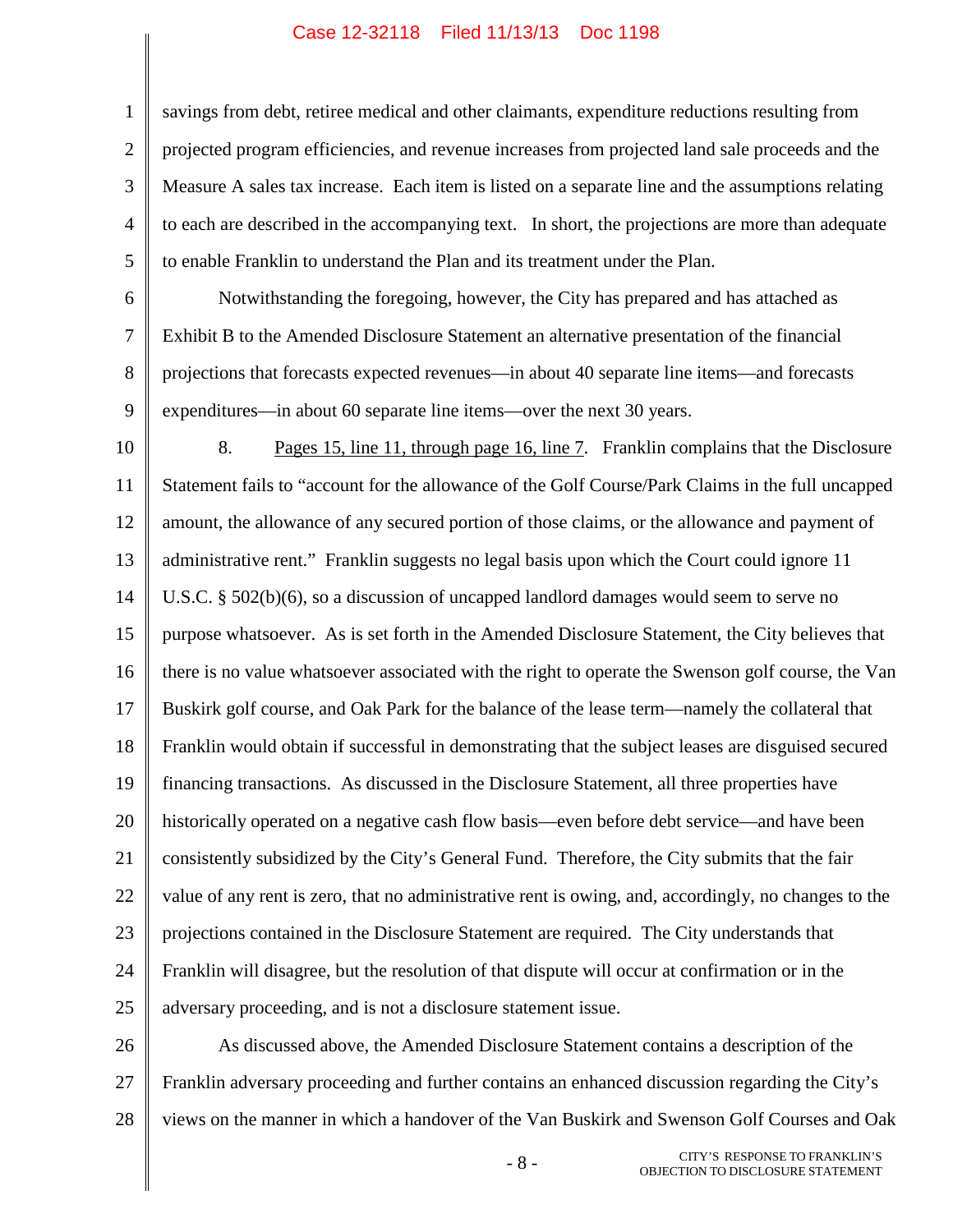savings from debt, retiree medical and other claimants, expenditure reductions resulting from projected program efficiencies, and revenue increases from projected land sale proceeds and the Measure A sales tax increase. Each item is listed on a separate line and the assumptions relating to each are described in the accompanying text. In short, the projections are more than adequate to enable Franklin to understand the Plan and its treatment under the Plan.

Notwithstanding the foregoing, however, the City has prepared and has attached as Exhibit B to the Amended Disclosure Statement an alternative presentation of the financial projections that forecasts expected revenues—in about 40 separate line items—and forecasts expenditures—in about 60 separate line items—over the next 30 years.

8. Pages 15, line 11, through page 16, line 7. Franklin complains that the Disclosure Statement fails to "account for the allowance of the Golf Course/Park Claims in the full uncapped amount, the allowance of any secured portion of those claims, or the allowance and payment of administrative rent." Franklin suggests no legal basis upon which the Court could ignore 11 U.S.C. § 502(b)(6), so a discussion of uncapped landlord damages would seem to serve no purpose whatsoever. As is set forth in the Amended Disclosure Statement, the City believes that there is no value whatsoever associated with the right to operate the Swenson golf course, the Van Buskirk golf course, and Oak Park for the balance of the lease term—namely the collateral that Franklin would obtain if successful in demonstrating that the subject leases are disguised secured financing transactions. As discussed in the Disclosure Statement, all three properties have historically operated on a negative cash flow basis—even before debt service—and have been consistently subsidized by the City's General Fund. Therefore, the City submits that the fair value of any rent is zero, that no administrative rent is owing, and, accordingly, no changes to the projections contained in the Disclosure Statement are required. The City understands that Franklin will disagree, but the resolution of that dispute will occur at confirmation or in the adversary proceeding, and is not a disclosure statement issue.

As discussed above, the Amended Disclosure Statement contains a description of the Franklin adversary proceeding and further contains an enhanced discussion regarding the City's views on the manner in which a handover of the Van Buskirk and Swenson Golf Courses and Oak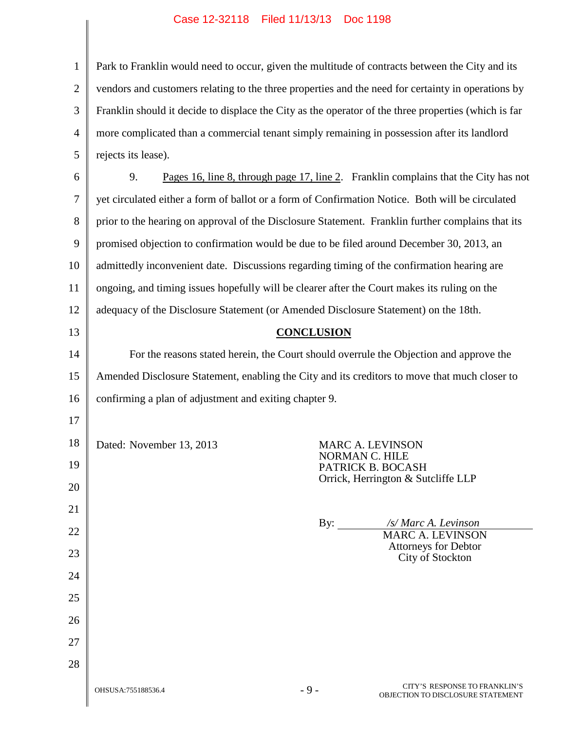Park to Franklin would need to occur, given the multitude of contracts between the City and its vendors and customers relating to the three properties and the need for certainty in operations by Franklin should it decide to displace the City as the operator of the three properties (which is far more complicated than a commercial tenant simply remaining in possession after its landlord rejects its lease).

9. Pages 16, line 8, through page 17, line 2. Franklin complains that the City has not yet circulated either a form of ballot or a form of Confirmation Notice. Both will be circulated prior to the hearing on approval of the Disclosure Statement. Franklin further complains that its promised objection to confirmation would be due to be filed around December 30, 2013, an admittedly inconvenient date. Discussions regarding timing of the confirmation hearing are ongoing, and timing issues hopefully will be clearer after the Court makes its ruling on the adequacy of the Disclosure Statement (or Amended Disclosure Statement) on the 18th.

## CONCLUSION

For the reasons stated herein, the Court should overrule the Objection and approve the Amended Disclosure Statement, enabling the City and its creditors to move that much closer to confirming a plan of adjustment and exiting chapter 9.

Dated: November 13, 2013

MARC A. LEVINSON
NORMAN C. HILE
PATRICK B. BOCASH
Orrick, Herrington & Sutcliffe LLP

By: */s/ Marc A. Levinson*
MARC A. LEVINSON
Attorneys for Debtor
City of Stockton